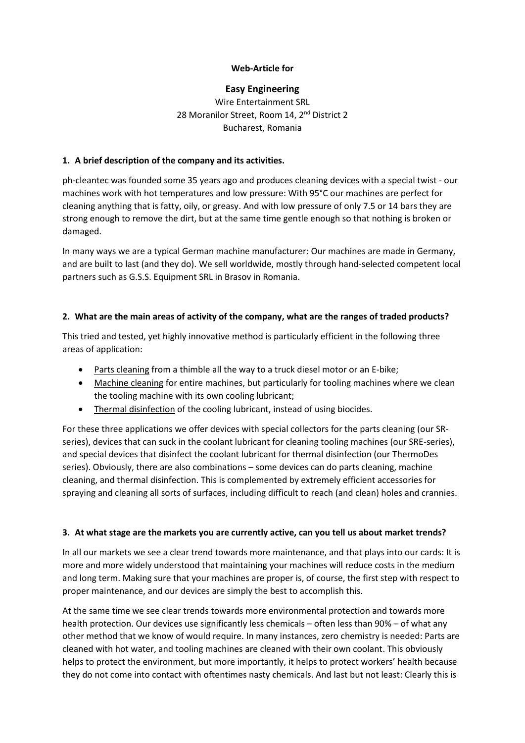**Web-Article for**

**Easy Engineering**

Wire Entertainment SRL
28 Moranilor Street, Room 14, 2nd District 2
Bucharest, Romania

## 1. A brief description of the company and its activities.

ph-cleantec was founded some 35 years ago and produces cleaning devices with a special twist - our machines work with hot temperatures and low pressure: With 95°C our machines are perfect for cleaning anything that is fatty, oily, or greasy. And with low pressure of only 7.5 or 14 bars they are strong enough to remove the dirt, but at the same time gentle enough so that nothing is broken or damaged.

In many ways we are a typical German machine manufacturer: Our machines are made in Germany, and are built to last (and they do). We sell worldwide, mostly through hand-selected competent local partners such as G.S.S. Equipment SRL in Brasov in Romania.

## 2. What are the main areas of activity of the company, what are the ranges of traded products?

This tried and tested, yet highly innovative method is particularly efficient in the following three areas of application:

- Parts cleaning from a thimble all the way to a truck diesel motor or an E-bike;
- Machine cleaning for entire machines, but particularly for tooling machines where we clean the tooling machine with its own cooling lubricant;
- Thermal disinfection of the cooling lubricant, instead of using biocides.

For these three applications we offer devices with special collectors for the parts cleaning (our SR-series), devices that can suck in the coolant lubricant for cleaning tooling machines (our SRE-series), and special devices that disinfect the coolant lubricant for thermal disinfection (our ThermoDes series). Obviously, there are also combinations – some devices can do parts cleaning, machine cleaning, and thermal disinfection. This is complemented by extremely efficient accessories for spraying and cleaning all sorts of surfaces, including difficult to reach (and clean) holes and crannies.

## 3. At what stage are the markets you are currently active, can you tell us about market trends?

In all our markets we see a clear trend towards more maintenance, and that plays into our cards: It is more and more widely understood that maintaining your machines will reduce costs in the medium and long term. Making sure that your machines are proper is, of course, the first step with respect to proper maintenance, and our devices are simply the best to accomplish this.

At the same time we see clear trends towards more environmental protection and towards more health protection. Our devices use significantly less chemicals – often less than 90% – of what any other method that we know of would require. In many instances, zero chemistry is needed: Parts are cleaned with hot water, and tooling machines are cleaned with their own coolant. This obviously helps to protect the environment, but more importantly, it helps to protect workers' health because they do not come into contact with oftentimes nasty chemicals. And last but not least: Clearly this is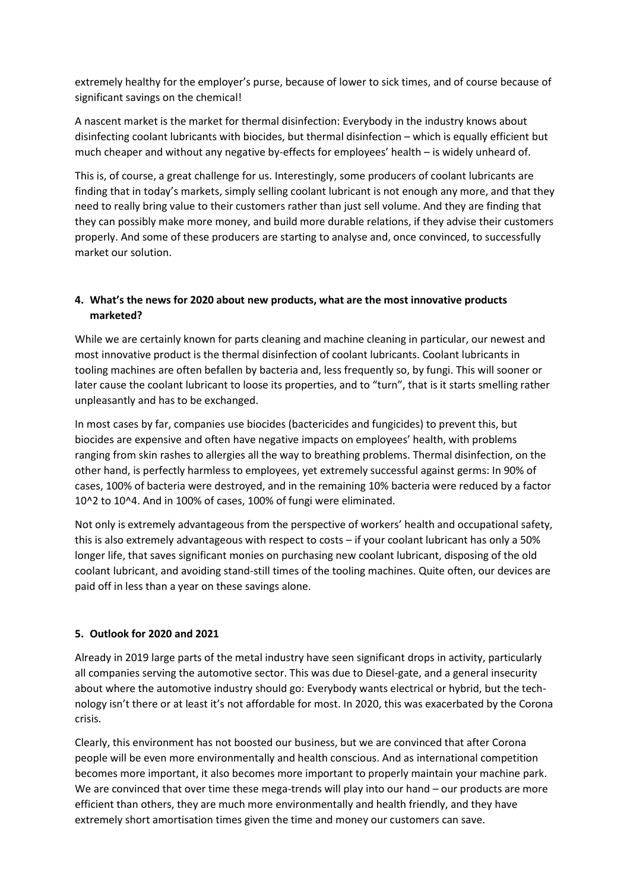extremely healthy for the employer's purse, because of lower to sick times, and of course because of significant savings on the chemical!

A nascent market is the market for thermal disinfection: Everybody in the industry knows about disinfecting coolant lubricants with biocides, but thermal disinfection – which is equally efficient but much cheaper and without any negative by-effects for employees' health – is widely unheard of.

This is, of course, a great challenge for us. Interestingly, some producers of coolant lubricants are finding that in today's markets, simply selling coolant lubricant is not enough any more, and that they need to really bring value to their customers rather than just sell volume. And they are finding that they can possibly make more money, and build more durable relations, if they advise their customers properly. And some of these producers are starting to analyse and, once convinced, to successfully market our solution.

## 4. What's the news for 2020 about new products, what are the most innovative products marketed?

While we are certainly known for parts cleaning and machine cleaning in particular, our newest and most innovative product is the thermal disinfection of coolant lubricants. Coolant lubricants in tooling machines are often befallen by bacteria and, less frequently so, by fungi. This will sooner or later cause the coolant lubricant to loose its properties, and to "turn", that is it starts smelling rather unpleasantly and has to be exchanged.

In most cases by far, companies use biocides (bactericides and fungicides) to prevent this, but biocides are expensive and often have negative impacts on employees' health, with problems ranging from skin rashes to allergies all the way to breathing problems. Thermal disinfection, on the other hand, is perfectly harmless to employees, yet extremely successful against germs: In 90% of cases, 100% of bacteria were destroyed, and in the remaining 10% bacteria were reduced by a factor $10^2$ to $10^4$. And in 100% of cases, 100% of fungi were eliminated.

Not only is extremely advantageous from the perspective of workers' health and occupational safety, this is also extremely advantageous with respect to costs – if your coolant lubricant has only a 50% longer life, that saves significant monies on purchasing new coolant lubricant, disposing of the old coolant lubricant, and avoiding stand-still times of the tooling machines. Quite often, our devices are paid off in less than a year on these savings alone.

## 5. Outlook for 2020 and 2021

Already in 2019 large parts of the metal industry have seen significant drops in activity, particularly all companies serving the automotive sector. This was due to Diesel-gate, and a general insecurity about where the automotive industry should go: Everybody wants electrical or hybrid, but the technology isn't there or at least it's not affordable for most. In 2020, this was exacerbated by the Corona crisis.

Clearly, this environment has not boosted our business, but we are convinced that after Corona people will be even more environmentally and health conscious. And as international competition becomes more important, it also becomes more important to properly maintain your machine park. We are convinced that over time these mega-trends will play into our hand – our products are more efficient than others, they are much more environmentally and health friendly, and they have extremely short amortisation times given the time and money our customers can save.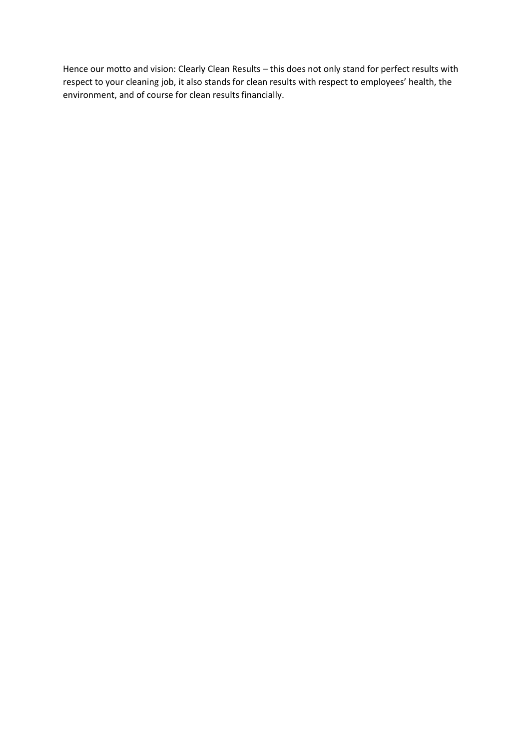Hence our motto and vision: Clearly Clean Results – this does not only stand for perfect results with respect to your cleaning job, it also stands for clean results with respect to employees' health, the environment, and of course for clean results financially.